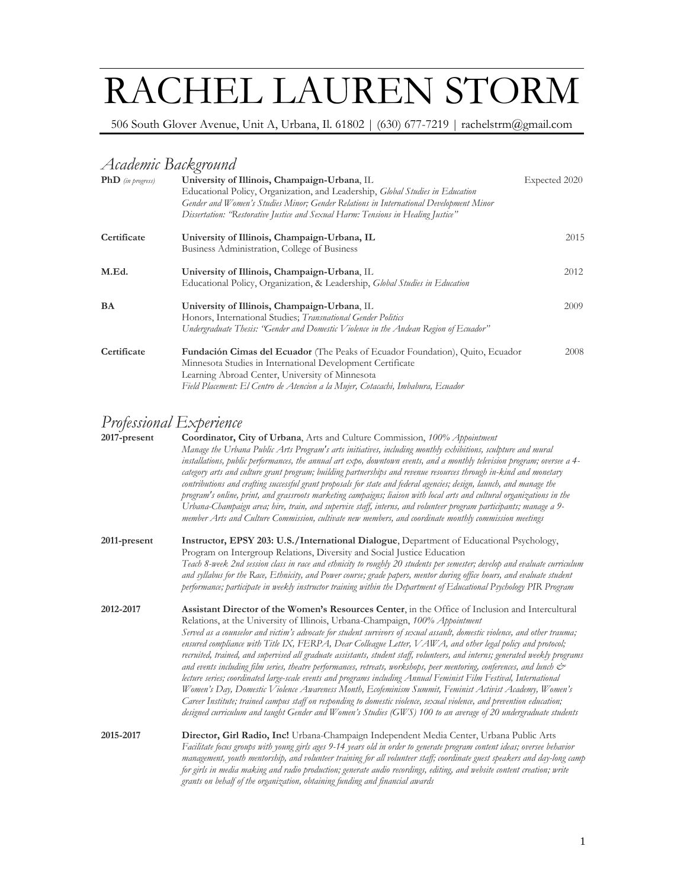# RACHEL LAUREN STORM

506 South Glover Avenue, Unit A, Urbana, Il. 61802 | (630) 677-7219 | rachelstrm@gmail.com

## *Academic Background*

**PhD** *(in progress)* — **University of Illinois, Champaign-Urbana**, IL — Expected 2020
Educational Policy, Organization, and Leadership, *Global Studies in Education*
*Gender and Women's Studies Minor; Gender Relations in International Development Minor*
*Dissertation: "Restorative Justice and Sexual Harm: Tensions in Healing Justice"*

**Certificate** — **University of Illinois, Champaign-Urbana, IL** — 2015
Business Administration, College of Business

**M.Ed.** — **University of Illinois, Champaign-Urbana**, IL — 2012
Educational Policy, Organization, & Leadership, *Global Studies in Education*

**BA** — **University of Illinois, Champaign-Urbana**, IL — 2009
Honors, International Studies; *Transnational Gender Politics*
*Undergraduate Thesis: "Gender and Domestic Violence in the Andean Region of Ecuador"*

**Certificate** — **Fundación Cimas del Ecuador** (The Peaks of Ecuador Foundation), Quito, Ecuador — 2008
Minnesota Studies in International Development Certificate
Learning Abroad Center, University of Minnesota
*Field Placement: El Centro de Atencion a la Mujer, Cotacachi, Imbabura, Ecuador*

## *Professional Experience*

**2017-present** — **Coordinator, City of Urbana**, Arts and Culture Commission, *100% Appointment*
*Manage the Urbana Public Arts Program's arts initiatives, including monthly exhibitions, sculpture and mural installations, public performances, the annual art expo, downtown events, and a monthly television program; oversee a 4-category arts and culture grant program; building partnerships and revenue resources through in-kind and monetary contributions and crafting successful grant proposals for state and federal agencies; design, launch, and manage the program's online, print, and grassroots marketing campaigns; liaison with local arts and cultural organizations in the Urbana-Champaign area; hire, train, and supervise staff, interns, and volunteer program participants; manage a 9-member Arts and Culture Commission, cultivate new members, and coordinate monthly commission meetings*

**2011-present** — **Instructor, EPSY 203: U.S./International Dialogue**, Department of Educational Psychology, Program on Intergroup Relations, Diversity and Social Justice Education
*Teach 8-week 2nd session class in race and ethnicity to roughly 20 students per semester; develop and evaluate curriculum and syllabus for the Race, Ethnicity, and Power course; grade papers, mentor during office hours, and evaluate student performance; participate in weekly instructor training within the Department of Educational Psychology PIR Program*

**2012-2017** — **Assistant Director of the Women's Resources Center**, in the Office of Inclusion and Intercultural Relations, at the University of Illinois, Urbana-Champaign, *100% Appointment*
*Served as a counselor and victim's advocate for student survivors of sexual assault, domestic violence, and other trauma; ensured compliance with Title IX, FERPA, Dear Colleague Letter, VAWA, and other legal policy and protocol; recruited, trained, and supervised all graduate assistants, student staff, volunteers, and interns; generated weekly programs and events including film series, theatre performances, retreats, workshops, peer mentoring, conferences, and lunch & lecture series; coordinated large-scale events and programs including Annual Feminist Film Festival, International Women's Day, Domestic Violence Awareness Month, Ecofeminism Summit, Feminist Activist Academy, Women's Career Institute; trained campus staff on responding to domestic violence, sexual violence, and prevention education; designed curriculum and taught Gender and Women's Studies (GWS) 100 to an average of 20 undergraduate students*

**2015-2017** — **Director, Girl Radio, Inc!** Urbana-Champaign Independent Media Center, Urbana Public Arts
*Facilitate focus groups with young girls ages 9-14 years old in order to generate program content ideas; oversee behavior management, youth mentorship, and volunteer training for all volunteer staff; coordinate guest speakers and day-long camp for girls in media making and radio production; generate audio recordings, editing, and website content creation; write grants on behalf of the organization, obtaining funding and financial awards*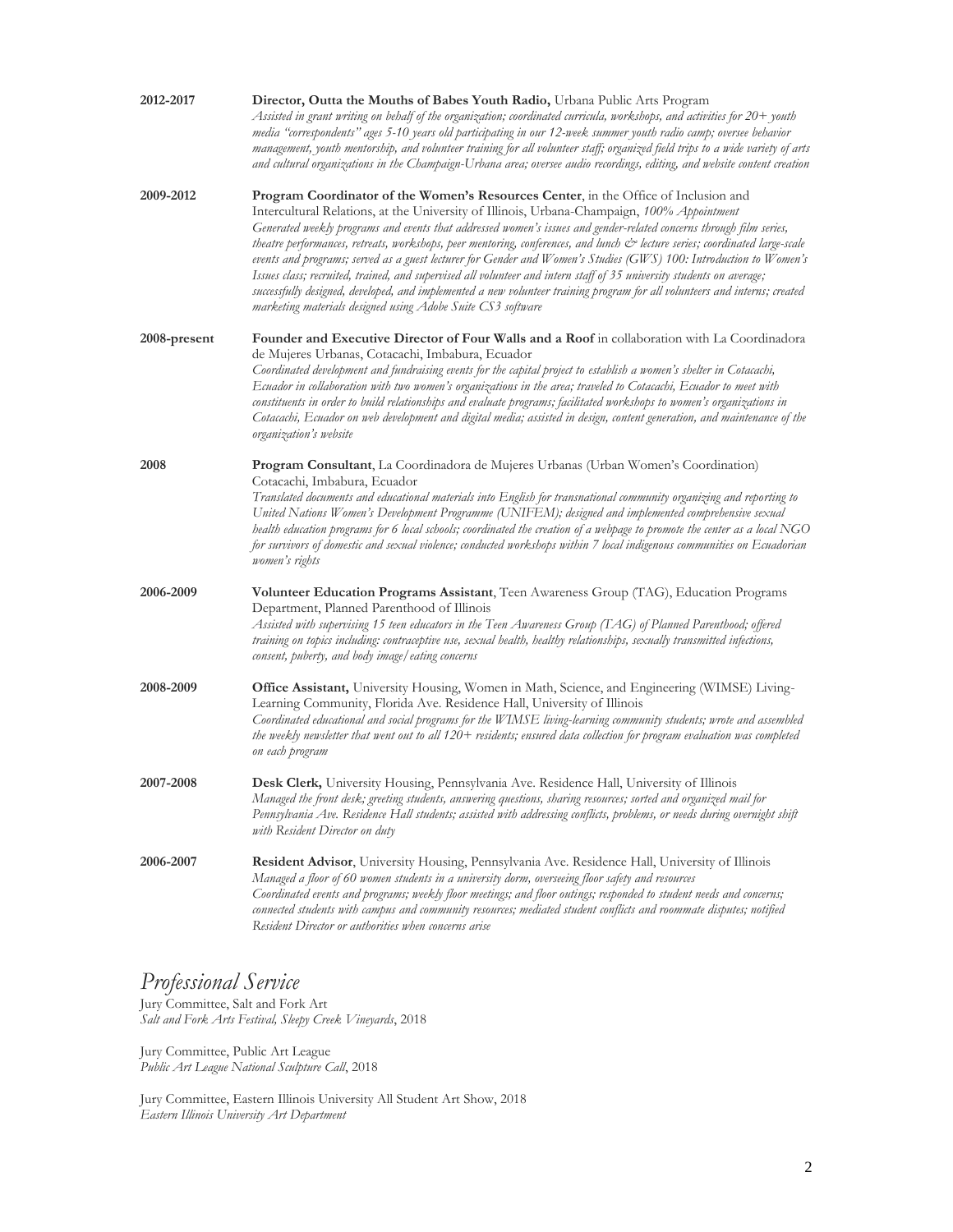**2012-2017** **Director, Outta the Mouths of Babes Youth Radio,** Urbana Public Arts Program
*Assisted in grant writing on behalf of the organization; coordinated curricula, workshops, and activities for 20+ youth media "correspondents" ages 5-10 years old participating in our 12-week summer youth radio camp; oversee behavior management, youth mentorship, and volunteer training for all volunteer staff; organized field trips to a wide variety of arts and cultural organizations in the Champaign-Urbana area; oversee audio recordings, editing, and website content creation*

**2009-2012** **Program Coordinator of the Women's Resources Center**, in the Office of Inclusion and Intercultural Relations, at the University of Illinois, Urbana-Champaign, *100% Appointment*
*Generated weekly programs and events that addressed women's issues and gender-related concerns through film series, theatre performances, retreats, workshops, peer mentoring, conferences, and lunch & lecture series; coordinated large-scale events and programs; served as a guest lecturer for Gender and Women's Studies (GWS) 100: Introduction to Women's Issues class; recruited, trained, and supervised all volunteer and intern staff of 35 university students on average; successfully designed, developed, and implemented a new volunteer training program for all volunteers and interns; created marketing materials designed using Adobe Suite CS3 software*

**2008-present** **Founder and Executive Director of Four Walls and a Roof** in collaboration with La Coordinadora de Mujeres Urbanas, Cotacachi, Imbabura, Ecuador
*Coordinated development and fundraising events for the capital project to establish a women's shelter in Cotacachi, Ecuador in collaboration with two women's organizations in the area; traveled to Cotacachi, Ecuador to meet with constituents in order to build relationships and evaluate programs; facilitated workshops to women's organizations in Cotacachi, Ecuador on web development and digital media; assisted in design, content generation, and maintenance of the organization's website*

**2008** **Program Consultant**, La Coordinadora de Mujeres Urbanas (Urban Women's Coordination) Cotacachi, Imbabura, Ecuador
*Translated documents and educational materials into English for transnational community organizing and reporting to United Nations Women's Development Programme (UNIFEM); designed and implemented comprehensive sexual health education programs for 6 local schools; coordinated the creation of a webpage to promote the center as a local NGO for survivors of domestic and sexual violence; conducted workshops within 7 local indigenous communities on Ecuadorian women's rights*

**2006-2009** **Volunteer Education Programs Assistant**, Teen Awareness Group (TAG), Education Programs Department, Planned Parenthood of Illinois
*Assisted with supervising 15 teen educators in the Teen Awareness Group (TAG) of Planned Parenthood; offered training on topics including: contraceptive use, sexual health, healthy relationships, sexually transmitted infections, consent, puberty, and body image/eating concerns*

**2008-2009** **Office Assistant,** University Housing, Women in Math, Science, and Engineering (WIMSE) Living-Learning Community, Florida Ave. Residence Hall, University of Illinois
*Coordinated educational and social programs for the WIMSE living-learning community students; wrote and assembled the weekly newsletter that went out to all 120+ residents; ensured data collection for program evaluation was completed on each program*

**2007-2008** **Desk Clerk,** University Housing, Pennsylvania Ave. Residence Hall, University of Illinois
*Managed the front desk; greeting students, answering questions, sharing resources; sorted and organized mail for Pennsylvania Ave. Residence Hall students; assisted with addressing conflicts, problems, or needs during overnight shift with Resident Director on duty*

**2006-2007** **Resident Advisor**, University Housing, Pennsylvania Ave. Residence Hall, University of Illinois
*Managed a floor of 60 women students in a university dorm, overseeing floor safety and resources*
*Coordinated events and programs; weekly floor meetings; and floor outings; responded to student needs and concerns; connected students with campus and community resources; mediated student conflicts and roommate disputes; notified Resident Director or authorities when concerns arise*

## *Professional Service*

Jury Committee, Salt and Fork Art
*Salt and Fork Arts Festival, Sleepy Creek Vineyards*, 2018

Jury Committee, Public Art League
*Public Art League National Sculpture Call*, 2018

Jury Committee, Eastern Illinois University All Student Art Show, 2018
*Eastern Illinois University Art Department*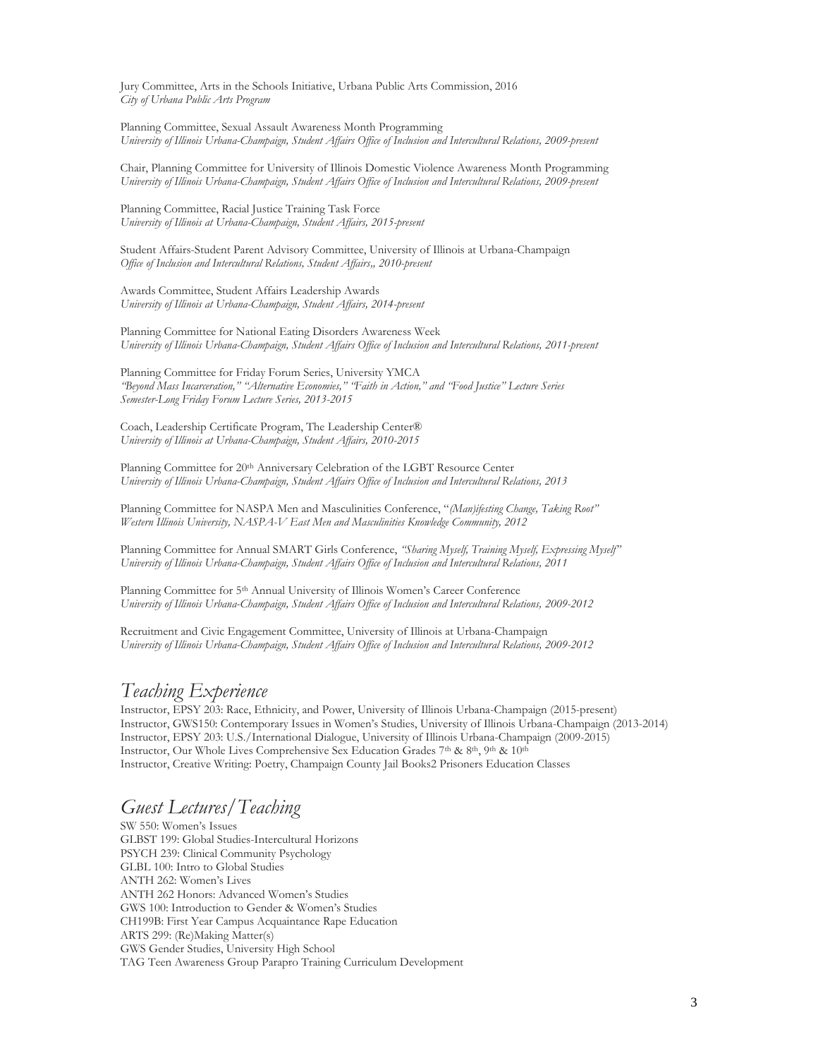Jury Committee, Arts in the Schools Initiative, Urbana Public Arts Commission, 2016
*City of Urbana Public Arts Program*

Planning Committee, Sexual Assault Awareness Month Programming
*University of Illinois Urbana-Champaign, Student Affairs Office of Inclusion and Intercultural Relations, 2009-present*

Chair, Planning Committee for University of Illinois Domestic Violence Awareness Month Programming
*University of Illinois Urbana-Champaign, Student Affairs Office of Inclusion and Intercultural Relations, 2009-present*

Planning Committee, Racial Justice Training Task Force
*University of Illinois at Urbana-Champaign, Student Affairs, 2015-present*

Student Affairs-Student Parent Advisory Committee, University of Illinois at Urbana-Champaign
*Office of Inclusion and Intercultural Relations, Student Affairs,, 2010-present*

Awards Committee, Student Affairs Leadership Awards
*University of Illinois at Urbana-Champaign, Student Affairs, 2014-present*

Planning Committee for National Eating Disorders Awareness Week
*University of Illinois Urbana-Champaign, Student Affairs Office of Inclusion and Intercultural Relations, 2011-present*

Planning Committee for Friday Forum Series, University YMCA
*"Beyond Mass Incarceration," "Alternative Economies," "Faith in Action," and "Food Justice" Lecture Series*
*Semester-Long Friday Forum Lecture Series, 2013-2015*

Coach, Leadership Certificate Program, The Leadership Center®
*University of Illinois at Urbana-Champaign, Student Affairs, 2010-2015*

Planning Committee for 20th Anniversary Celebration of the LGBT Resource Center
*University of Illinois Urbana-Champaign, Student Affairs Office of Inclusion and Intercultural Relations, 2013*

Planning Committee for NASPA Men and Masculinities Conference, "*(Man)ifesting Change, Taking Root"*
*Western Illinois University, NASPA-V East Men and Masculinities Knowledge Community, 2012*

Planning Committee for Annual SMART Girls Conference, *"Sharing Myself, Training Myself, Expressing Myself"*
*University of Illinois Urbana-Champaign, Student Affairs Office of Inclusion and Intercultural Relations, 2011*

Planning Committee for 5th Annual University of Illinois Women's Career Conference
*University of Illinois Urbana-Champaign, Student Affairs Office of Inclusion and Intercultural Relations, 2009-2012*

Recruitment and Civic Engagement Committee, University of Illinois at Urbana-Champaign
*University of Illinois Urbana-Champaign, Student Affairs Office of Inclusion and Intercultural Relations, 2009-2012*

## *Teaching Experience*

Instructor, EPSY 203: Race, Ethnicity, and Power, University of Illinois Urbana-Champaign (2015-present)
Instructor, GWS150: Contemporary Issues in Women's Studies, University of Illinois Urbana-Champaign (2013-2014)
Instructor, EPSY 203: U.S./International Dialogue, University of Illinois Urbana-Champaign (2009-2015)
Instructor, Our Whole Lives Comprehensive Sex Education Grades 7th & 8th, 9th & 10th
Instructor, Creative Writing: Poetry, Champaign County Jail Books2 Prisoners Education Classes

## *Guest Lectures/Teaching*

SW 550: Women's Issues
GLBST 199: Global Studies-Intercultural Horizons
PSYCH 239: Clinical Community Psychology
GLBL 100: Intro to Global Studies
ANTH 262: Women's Lives
ANTH 262 Honors: Advanced Women's Studies
GWS 100: Introduction to Gender & Women's Studies
CH199B: First Year Campus Acquaintance Rape Education
ARTS 299: (Re)Making Matter(s)
GWS Gender Studies, University High School
TAG Teen Awareness Group Parapro Training Curriculum Development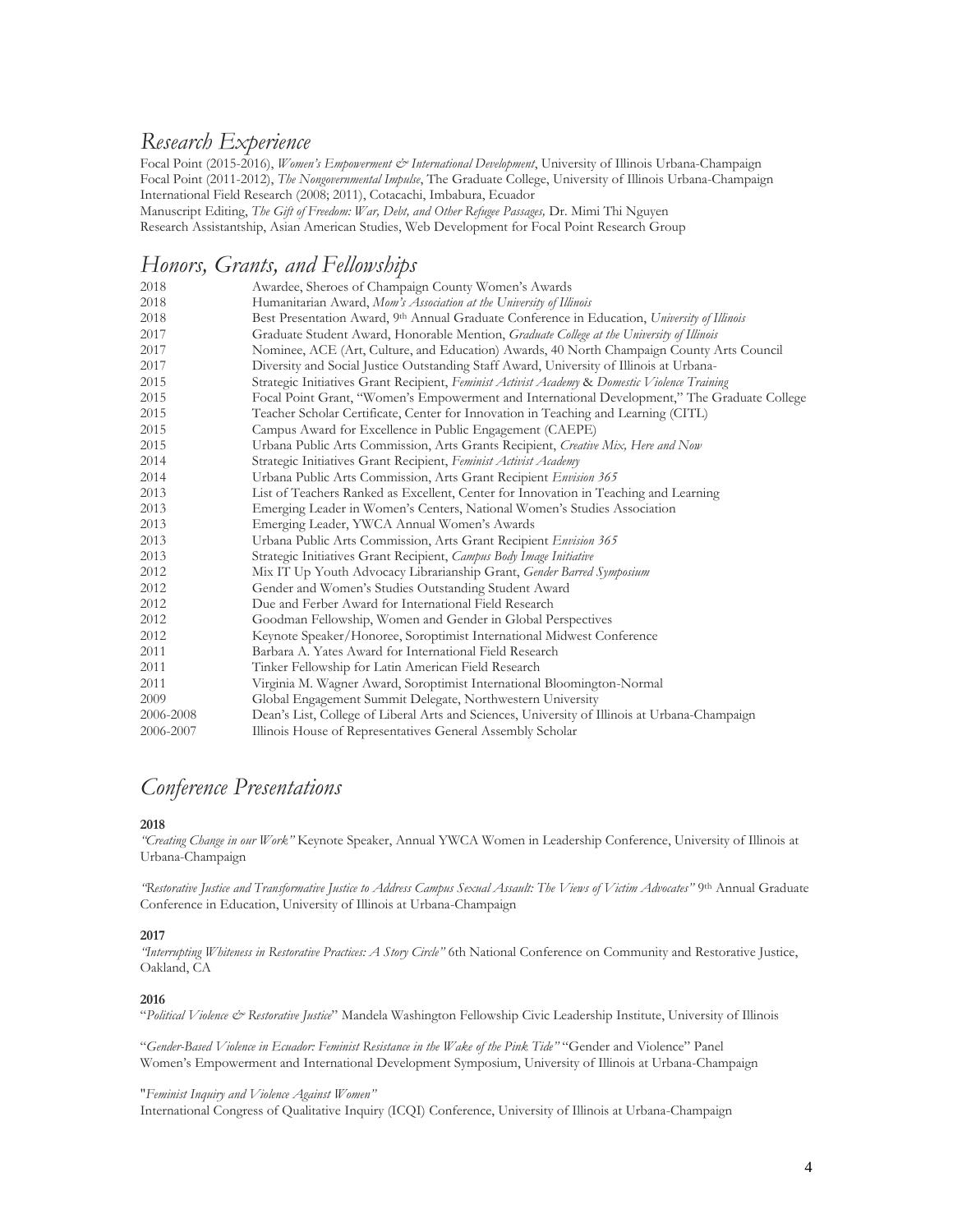## *Research Experience*

Focal Point (2015-2016), *Women's Empowerment & International Development*, University of Illinois Urbana-Champaign
Focal Point (2011-2012), *The Nongovernmental Impulse*, The Graduate College, University of Illinois Urbana-Champaign
International Field Research (2008; 2011), Cotacachi, Imbabura, Ecuador
Manuscript Editing, *The Gift of Freedom: War, Debt, and Other Refugee Passages,* Dr. Mimi Thi Nguyen
Research Assistantship, Asian American Studies, Web Development for Focal Point Research Group

## *Honors, Grants, and Fellowships*

| | |
|---|---|
| 2018 | Awardee, Sheroes of Champaign County Women's Awards |
| 2018 | Humanitarian Award, *Mom's Association at the University of Illinois* |
| 2018 | Best Presentation Award, 9th Annual Graduate Conference in Education, *University of Illinois* |
| 2017 | Graduate Student Award, Honorable Mention, *Graduate College at the University of Illinois* |
| 2017 | Nominee, ACE (Art, Culture, and Education) Awards, 40 North Champaign County Arts Council |
| 2017 | Diversity and Social Justice Outstanding Staff Award, University of Illinois at Urbana- |
| 2015 | Strategic Initiatives Grant Recipient, *Feminist Activist Academy* & *Domestic Violence Training* |
| 2015 | Focal Point Grant, "Women's Empowerment and International Development," The Graduate College |
| 2015 | Teacher Scholar Certificate, Center for Innovation in Teaching and Learning (CITL) |
| 2015 | Campus Award for Excellence in Public Engagement (CAEPE) |
| 2015 | Urbana Public Arts Commission, Arts Grants Recipient, *Creative Mix, Here and Now* |
| 2014 | Strategic Initiatives Grant Recipient, *Feminist Activist Academy* |
| 2014 | Urbana Public Arts Commission, Arts Grant Recipient *Envision 365* |
| 2013 | List of Teachers Ranked as Excellent, Center for Innovation in Teaching and Learning |
| 2013 | Emerging Leader in Women's Centers, National Women's Studies Association |
| 2013 | Emerging Leader, YWCA Annual Women's Awards |
| 2013 | Urbana Public Arts Commission, Arts Grant Recipient *Envision 365* |
| 2013 | Strategic Initiatives Grant Recipient, *Campus Body Image Initiative* |
| 2012 | Mix IT Up Youth Advocacy Librarianship Grant, *Gender Barred Symposium* |
| 2012 | Gender and Women's Studies Outstanding Student Award |
| 2012 | Due and Ferber Award for International Field Research |
| 2012 | Goodman Fellowship, Women and Gender in Global Perspectives |
| 2012 | Keynote Speaker/Honoree, Soroptimist International Midwest Conference |
| 2011 | Barbara A. Yates Award for International Field Research |
| 2011 | Tinker Fellowship for Latin American Field Research |
| 2011 | Virginia M. Wagner Award, Soroptimist International Bloomington-Normal |
| 2009 | Global Engagement Summit Delegate, Northwestern University |
| 2006-2008 | Dean's List, College of Liberal Arts and Sciences, University of Illinois at Urbana-Champaign |
| 2006-2007 | Illinois House of Representatives General Assembly Scholar |

## *Conference Presentations*

**2018**

*"Creating Change in our Work"* Keynote Speaker, Annual YWCA Women in Leadership Conference, University of Illinois at Urbana-Champaign

*"Restorative Justice and Transformative Justice to Address Campus Sexual Assault: The Views of Victim Advocates"* 9th Annual Graduate Conference in Education, University of Illinois at Urbana-Champaign

**2017**

*"Interrupting Whiteness in Restorative Practices: A Story Circle"* 6th National Conference on Community and Restorative Justice, Oakland, CA

**2016**

"*Political Violence & Restorative Justice*" Mandela Washington Fellowship Civic Leadership Institute, University of Illinois

"*Gender-Based Violence in Ecuador: Feminist Resistance in the Wake of the Pink Tide"* "Gender and Violence" Panel
Women's Empowerment and International Development Symposium, University of Illinois at Urbana-Champaign

"*Feminist Inquiry and Violence Against Women"*
International Congress of Qualitative Inquiry (ICQI) Conference, University of Illinois at Urbana-Champaign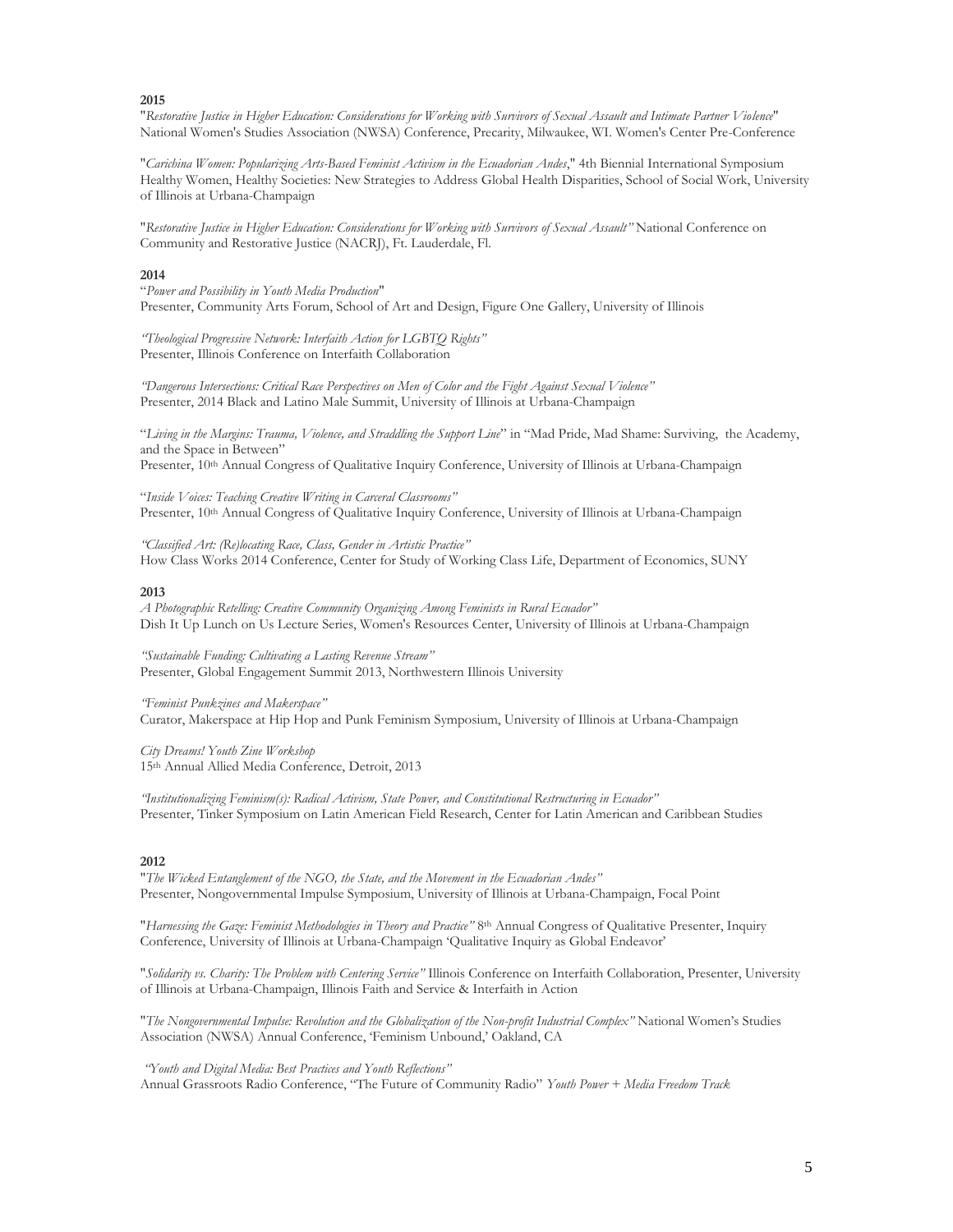**2015**

"*Restorative Justice in Higher Education: Considerations for Working with Survivors of Sexual Assault and Intimate Partner Violence*" National Women's Studies Association (NWSA) Conference, Precarity, Milwaukee, WI. Women's Center Pre-Conference

"*Carichina Women: Popularizing Arts-Based Feminist Activism in the Ecuadorian Andes*," 4th Biennial International Symposium Healthy Women, Healthy Societies: New Strategies to Address Global Health Disparities, School of Social Work, University of Illinois at Urbana-Champaign

"*Restorative Justice in Higher Education: Considerations for Working with Survivors of Sexual Assault"* National Conference on Community and Restorative Justice (NACRJ), Ft. Lauderdale, Fl.

**2014**

"*Power and Possibility in Youth Media Production*"
Presenter, Community Arts Forum, School of Art and Design, Figure One Gallery, University of Illinois

*"Theological Progressive Network: Interfaith Action for LGBTQ Rights"*
Presenter, Illinois Conference on Interfaith Collaboration

*"Dangerous Intersections: Critical Race Perspectives on Men of Color and the Fight Against Sexual Violence"*
Presenter, 2014 Black and Latino Male Summit, University of Illinois at Urbana-Champaign

"*Living in the Margins: Trauma, Violence, and Straddling the Support Line*" in "Mad Pride, Mad Shame: Surviving, the Academy, and the Space in Between"
Presenter, 10th Annual Congress of Qualitative Inquiry Conference, University of Illinois at Urbana-Champaign

"*Inside Voices: Teaching Creative Writing in Carceral Classrooms"*
Presenter, 10th Annual Congress of Qualitative Inquiry Conference, University of Illinois at Urbana-Champaign

*"Classified Art: (Re)locating Race, Class, Gender in Artistic Practice"*
How Class Works 2014 Conference, Center for Study of Working Class Life, Department of Economics, SUNY

**2013**

*A Photographic Retelling: Creative Community Organizing Among Feminists in Rural Ecuador"*
Dish It Up Lunch on Us Lecture Series, Women's Resources Center, University of Illinois at Urbana-Champaign

*"Sustainable Funding: Cultivating a Lasting Revenue Stream"*
Presenter, Global Engagement Summit 2013, Northwestern Illinois University

*"Feminist Punkzines and Makerspace"*
Curator, Makerspace at Hip Hop and Punk Feminism Symposium, University of Illinois at Urbana-Champaign

*City Dreams! Youth Zine Workshop*
15th Annual Allied Media Conference, Detroit, 2013

*"Institutionalizing Feminism(s): Radical Activism, State Power, and Constitutional Restructuring in Ecuador"*
Presenter, Tinker Symposium on Latin American Field Research, Center for Latin American and Caribbean Studies

**2012**

"*The Wicked Entanglement of the NGO, the State, and the Movement in the Ecuadorian Andes"*
Presenter, Nongovernmental Impulse Symposium, University of Illinois at Urbana-Champaign, Focal Point

"*Harnessing the Gaze: Feminist Methodologies in Theory and Practice"* 8th Annual Congress of Qualitative Presenter, Inquiry Conference, University of Illinois at Urbana-Champaign 'Qualitative Inquiry as Global Endeavor'

"*Solidarity vs. Charity: The Problem with Centering Service"* Illinois Conference on Interfaith Collaboration, Presenter, University of Illinois at Urbana-Champaign, Illinois Faith and Service & Interfaith in Action

"*The Nongovernmental Impulse: Revolution and the Globalization of the Non-profit Industrial Complex"* National Women's Studies Association (NWSA) Annual Conference, 'Feminism Unbound,' Oakland, CA

*"Youth and Digital Media: Best Practices and Youth Reflections"*
Annual Grassroots Radio Conference, "The Future of Community Radio" *Youth Power + Media Freedom Track*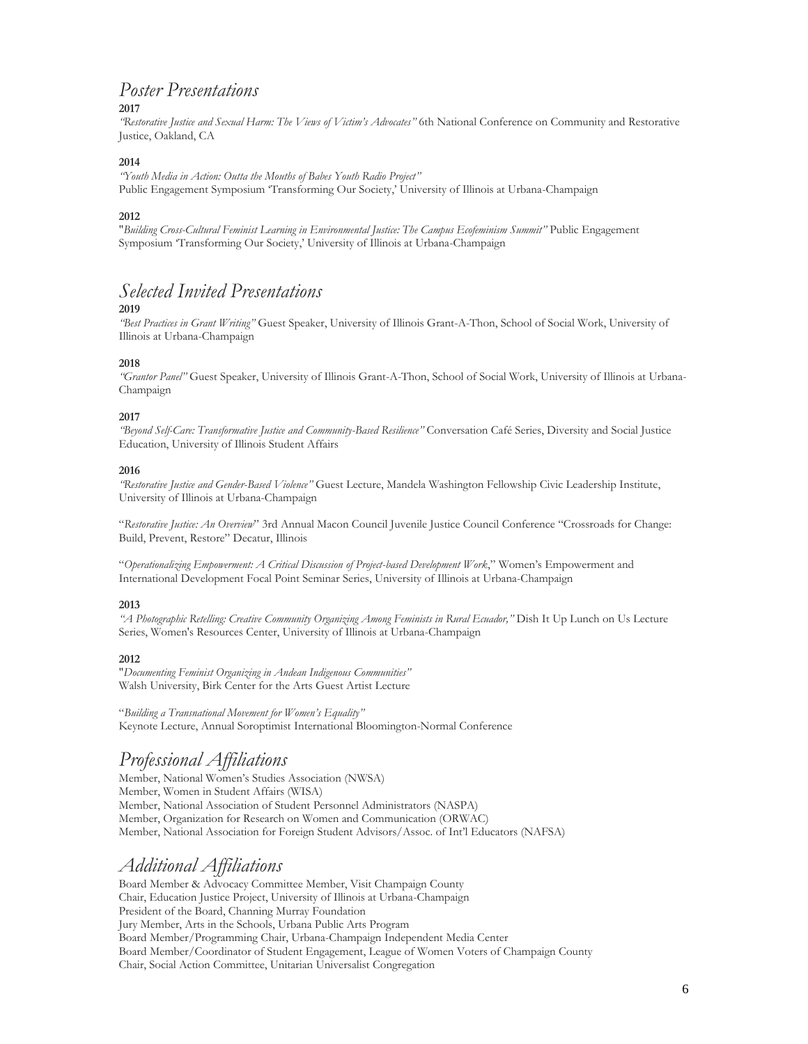## *Poster Presentations*

**2017**

*"Restorative Justice and Sexual Harm: The Views of Victim's Advocates"* 6th National Conference on Community and Restorative Justice, Oakland, CA

**2014**

*"Youth Media in Action: Outta the Mouths of Babes Youth Radio Project"*
Public Engagement Symposium 'Transforming Our Society,' University of Illinois at Urbana-Champaign

**2012**

"*Building Cross-Cultural Feminist Learning in Environmental Justice: The Campus Ecofeminism Summit"* Public Engagement Symposium 'Transforming Our Society,' University of Illinois at Urbana-Champaign

## *Selected Invited Presentations*

**2019**

*"Best Practices in Grant Writing"* Guest Speaker, University of Illinois Grant-A-Thon, School of Social Work, University of Illinois at Urbana-Champaign

**2018**

*"Grantor Panel"* Guest Speaker, University of Illinois Grant-A-Thon, School of Social Work, University of Illinois at Urbana-Champaign

**2017**

*"Beyond Self-Care: Transformative Justice and Community-Based Resilience"* Conversation Café Series, Diversity and Social Justice Education, University of Illinois Student Affairs

**2016**

*"Restorative Justice and Gender-Based Violence"* Guest Lecture, Mandela Washington Fellowship Civic Leadership Institute, University of Illinois at Urbana-Champaign

"*Restorative Justice: An Overview*" 3rd Annual Macon Council Juvenile Justice Council Conference "Crossroads for Change: Build, Prevent, Restore" Decatur, Illinois

"*Operationalizing Empowerment: A Critical Discussion of Project-based Development Work*," Women's Empowerment and International Development Focal Point Seminar Series, University of Illinois at Urbana-Champaign

**2013**

*"A Photographic Retelling: Creative Community Organizing Among Feminists in Rural Ecuador,"* Dish It Up Lunch on Us Lecture Series, Women's Resources Center, University of Illinois at Urbana-Champaign

**2012**

"*Documenting Feminist Organizing in Andean Indigenous Communities"*
Walsh University, Birk Center for the Arts Guest Artist Lecture

"*Building a Transnational Movement for Women's Equality"*
Keynote Lecture, Annual Soroptimist International Bloomington-Normal Conference

## *Professional Affiliations*

Member, National Women's Studies Association (NWSA)
Member, Women in Student Affairs (WISA)
Member, National Association of Student Personnel Administrators (NASPA)
Member, Organization for Research on Women and Communication (ORWAC)
Member, National Association for Foreign Student Advisors/Assoc. of Int'l Educators (NAFSA)

## *Additional Affiliations*

Board Member & Advocacy Committee Member, Visit Champaign County
Chair, Education Justice Project, University of Illinois at Urbana-Champaign
President of the Board, Channing Murray Foundation
Jury Member, Arts in the Schools, Urbana Public Arts Program
Board Member/Programming Chair, Urbana-Champaign Independent Media Center
Board Member/Coordinator of Student Engagement, League of Women Voters of Champaign County
Chair, Social Action Committee, Unitarian Universalist Congregation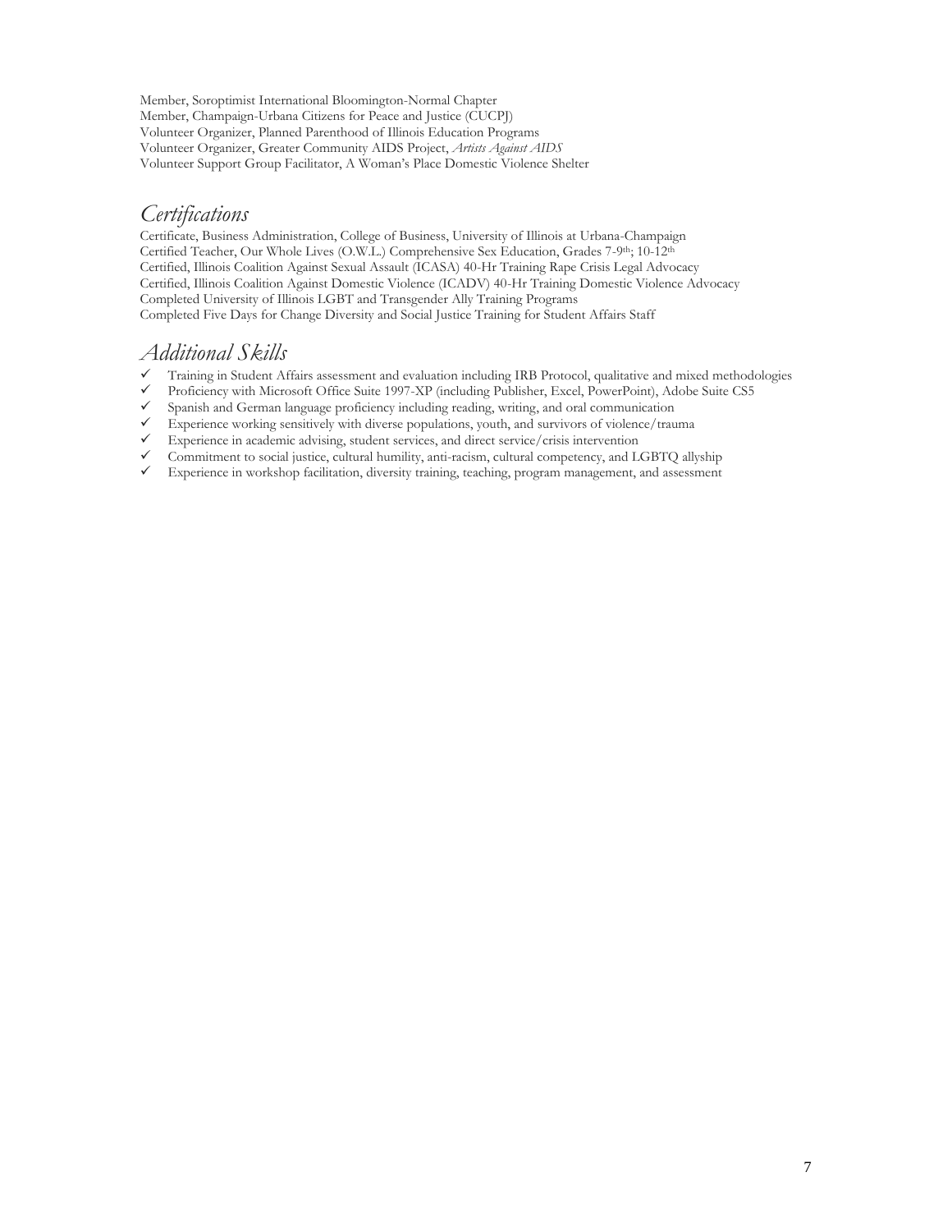Member, Soroptimist International Bloomington-Normal Chapter
Member, Champaign-Urbana Citizens for Peace and Justice (CUCPJ)
Volunteer Organizer, Planned Parenthood of Illinois Education Programs
Volunteer Organizer, Greater Community AIDS Project, *Artists Against AIDS*
Volunteer Support Group Facilitator, A Woman's Place Domestic Violence Shelter

## *Certifications*

Certificate, Business Administration, College of Business, University of Illinois at Urbana-Champaign
Certified Teacher, Our Whole Lives (O.W.L.) Comprehensive Sex Education, Grades 7-9th; 10-12th
Certified, Illinois Coalition Against Sexual Assault (ICASA) 40-Hr Training Rape Crisis Legal Advocacy
Certified, Illinois Coalition Against Domestic Violence (ICADV) 40-Hr Training Domestic Violence Advocacy
Completed University of Illinois LGBT and Transgender Ally Training Programs
Completed Five Days for Change Diversity and Social Justice Training for Student Affairs Staff

## *Additional Skills*

- ✓ Training in Student Affairs assessment and evaluation including IRB Protocol, qualitative and mixed methodologies
- ✓ Proficiency with Microsoft Office Suite 1997-XP (including Publisher, Excel, PowerPoint), Adobe Suite CS5
- ✓ Spanish and German language proficiency including reading, writing, and oral communication
- ✓ Experience working sensitively with diverse populations, youth, and survivors of violence/trauma
- ✓ Experience in academic advising, student services, and direct service/crisis intervention
- ✓ Commitment to social justice, cultural humility, anti-racism, cultural competency, and LGBTQ allyship
- ✓ Experience in workshop facilitation, diversity training, teaching, program management, and assessment